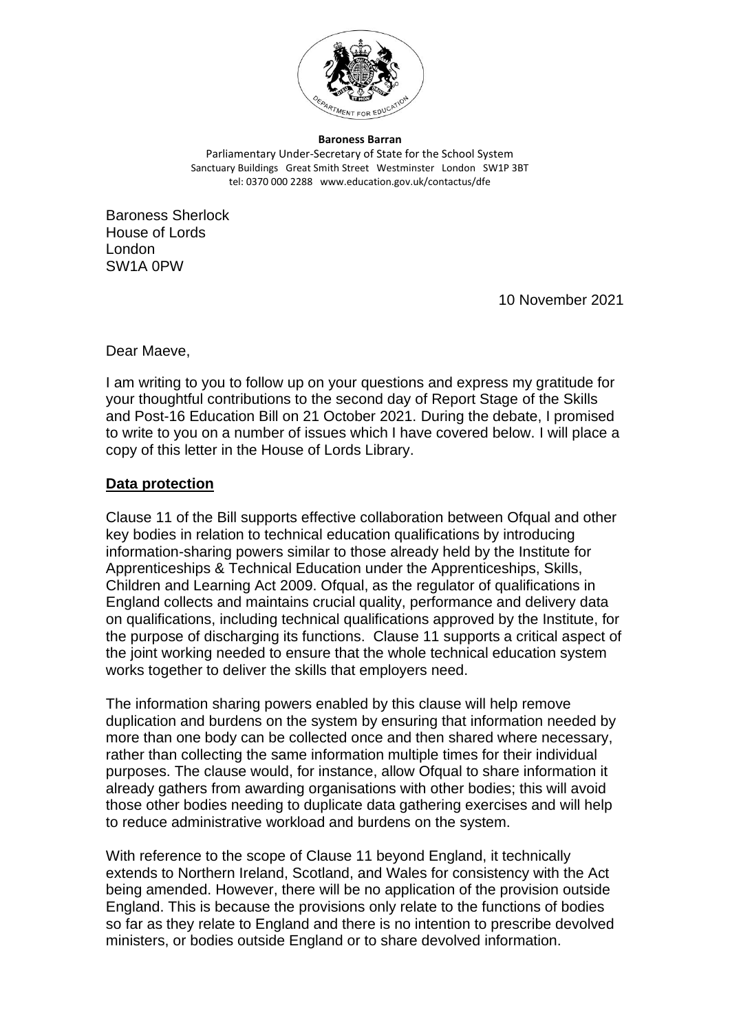**Baroness Barran**
Parliamentary Under-Secretary of State for the School System
Sanctuary Buildings Great Smith Street Westminster London SW1P 3BT
tel: 0370 000 2288 www.education.gov.uk/contactus/dfe

Baroness Sherlock
House of Lords
London
SW1A 0PW

10 November 2021

Dear Maeve,

I am writing to you to follow up on your questions and express my gratitude for your thoughtful contributions to the second day of Report Stage of the Skills and Post-16 Education Bill on 21 October 2021. During the debate, I promised to write to you on a number of issues which I have covered below. I will place a copy of this letter in the House of Lords Library.

## **Data protection**

Clause 11 of the Bill supports effective collaboration between Ofqual and other key bodies in relation to technical education qualifications by introducing information-sharing powers similar to those already held by the Institute for Apprenticeships & Technical Education under the Apprenticeships, Skills, Children and Learning Act 2009. Ofqual, as the regulator of qualifications in England collects and maintains crucial quality, performance and delivery data on qualifications, including technical qualifications approved by the Institute, for the purpose of discharging its functions. Clause 11 supports a critical aspect of the joint working needed to ensure that the whole technical education system works together to deliver the skills that employers need.

The information sharing powers enabled by this clause will help remove duplication and burdens on the system by ensuring that information needed by more than one body can be collected once and then shared where necessary, rather than collecting the same information multiple times for their individual purposes. The clause would, for instance, allow Ofqual to share information it already gathers from awarding organisations with other bodies; this will avoid those other bodies needing to duplicate data gathering exercises and will help to reduce administrative workload and burdens on the system.

With reference to the scope of Clause 11 beyond England, it technically extends to Northern Ireland, Scotland, and Wales for consistency with the Act being amended. However, there will be no application of the provision outside England. This is because the provisions only relate to the functions of bodies so far as they relate to England and there is no intention to prescribe devolved ministers, or bodies outside England or to share devolved information.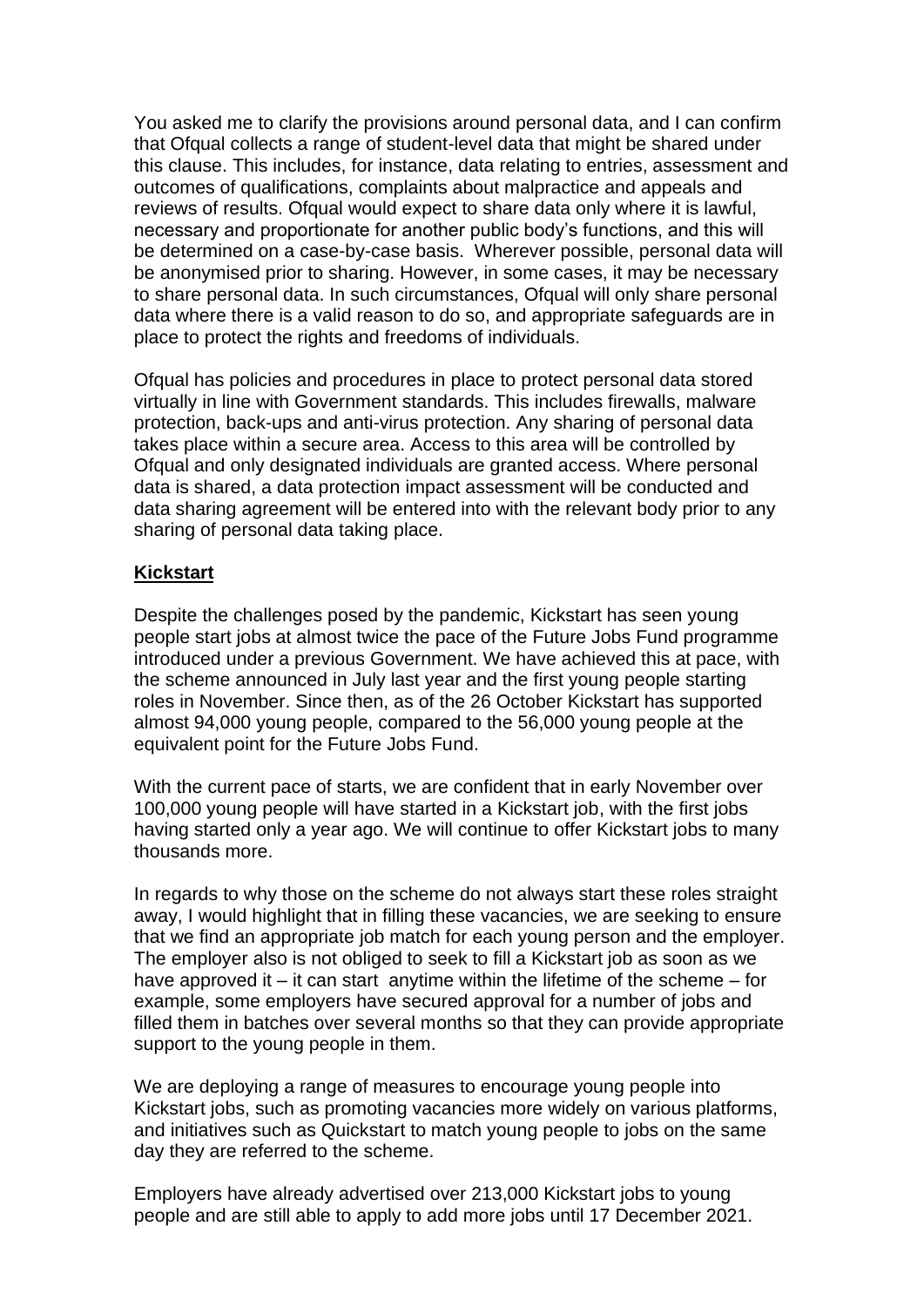You asked me to clarify the provisions around personal data, and I can confirm that Ofqual collects a range of student-level data that might be shared under this clause. This includes, for instance, data relating to entries, assessment and outcomes of qualifications, complaints about malpractice and appeals and reviews of results. Ofqual would expect to share data only where it is lawful, necessary and proportionate for another public body's functions, and this will be determined on a case-by-case basis. Wherever possible, personal data will be anonymised prior to sharing. However, in some cases, it may be necessary to share personal data. In such circumstances, Ofqual will only share personal data where there is a valid reason to do so, and appropriate safeguards are in place to protect the rights and freedoms of individuals.

Ofqual has policies and procedures in place to protect personal data stored virtually in line with Government standards. This includes firewalls, malware protection, back-ups and anti-virus protection. Any sharing of personal data takes place within a secure area. Access to this area will be controlled by Ofqual and only designated individuals are granted access. Where personal data is shared, a data protection impact assessment will be conducted and data sharing agreement will be entered into with the relevant body prior to any sharing of personal data taking place.

**Kickstart**

Despite the challenges posed by the pandemic, Kickstart has seen young people start jobs at almost twice the pace of the Future Jobs Fund programme introduced under a previous Government. We have achieved this at pace, with the scheme announced in July last year and the first young people starting roles in November. Since then, as of the 26 October Kickstart has supported almost 94,000 young people, compared to the 56,000 young people at the equivalent point for the Future Jobs Fund.

With the current pace of starts, we are confident that in early November over 100,000 young people will have started in a Kickstart job, with the first jobs having started only a year ago. We will continue to offer Kickstart jobs to many thousands more.

In regards to why those on the scheme do not always start these roles straight away, I would highlight that in filling these vacancies, we are seeking to ensure that we find an appropriate job match for each young person and the employer. The employer also is not obliged to seek to fill a Kickstart job as soon as we have approved it – it can start anytime within the lifetime of the scheme – for example, some employers have secured approval for a number of jobs and filled them in batches over several months so that they can provide appropriate support to the young people in them.

We are deploying a range of measures to encourage young people into Kickstart jobs, such as promoting vacancies more widely on various platforms, and initiatives such as Quickstart to match young people to jobs on the same day they are referred to the scheme.

Employers have already advertised over 213,000 Kickstart jobs to young people and are still able to apply to add more jobs until 17 December 2021.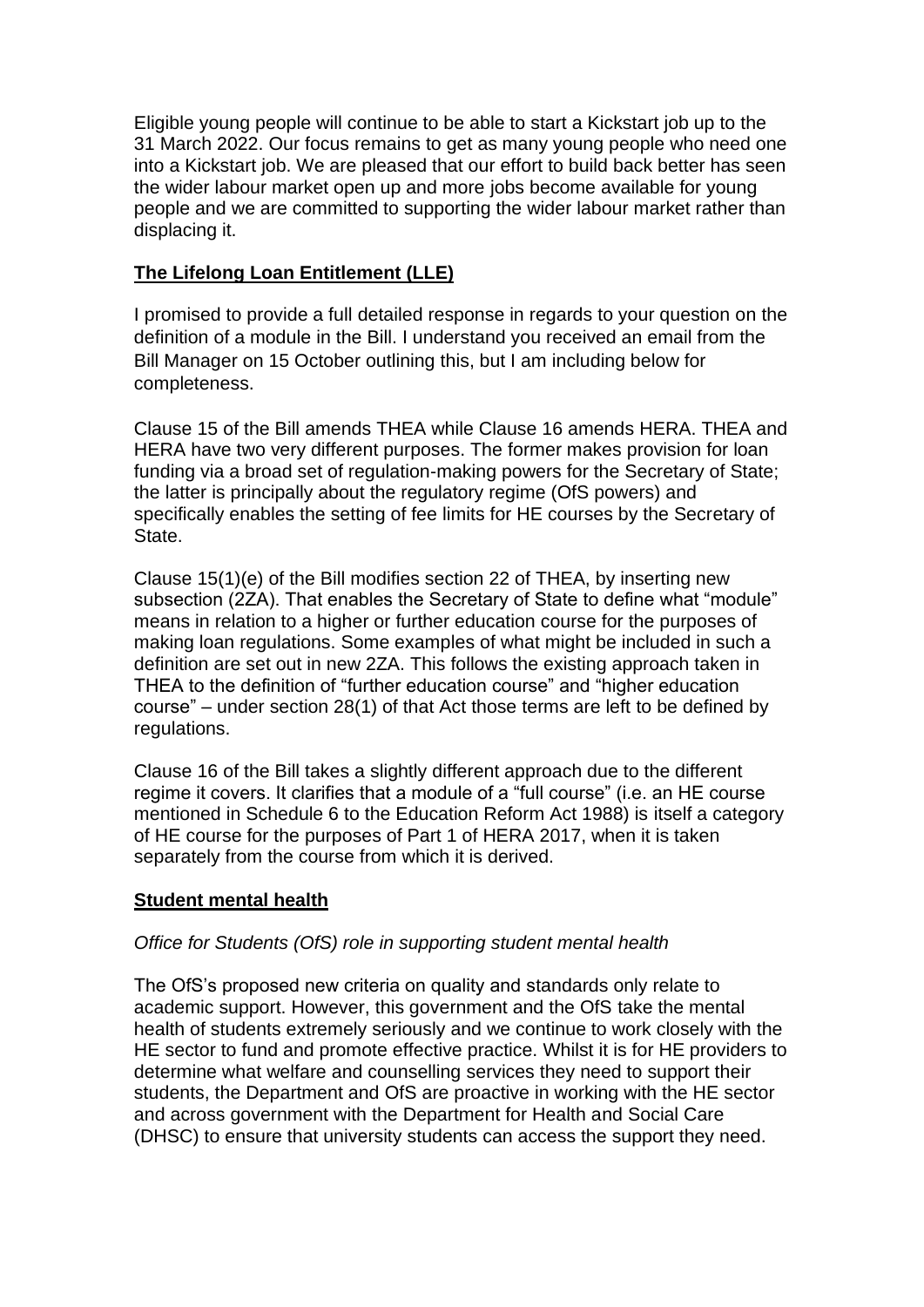Eligible young people will continue to be able to start a Kickstart job up to the 31 March 2022. Our focus remains to get as many young people who need one into a Kickstart job. We are pleased that our effort to build back better has seen the wider labour market open up and more jobs become available for young people and we are committed to supporting the wider labour market rather than displacing it.

## **The Lifelong Loan Entitlement (LLE)**

I promised to provide a full detailed response in regards to your question on the definition of a module in the Bill. I understand you received an email from the Bill Manager on 15 October outlining this, but I am including below for completeness.

Clause 15 of the Bill amends THEA while Clause 16 amends HERA. THEA and HERA have two very different purposes. The former makes provision for loan funding via a broad set of regulation-making powers for the Secretary of State; the latter is principally about the regulatory regime (OfS powers) and specifically enables the setting of fee limits for HE courses by the Secretary of State.

Clause 15(1)(e) of the Bill modifies section 22 of THEA, by inserting new subsection (2ZA). That enables the Secretary of State to define what "module" means in relation to a higher or further education course for the purposes of making loan regulations. Some examples of what might be included in such a definition are set out in new 2ZA. This follows the existing approach taken in THEA to the definition of "further education course" and "higher education course" – under section 28(1) of that Act those terms are left to be defined by regulations.

Clause 16 of the Bill takes a slightly different approach due to the different regime it covers. It clarifies that a module of a "full course" (i.e. an HE course mentioned in Schedule 6 to the Education Reform Act 1988) is itself a category of HE course for the purposes of Part 1 of HERA 2017, when it is taken separately from the course from which it is derived.

## **Student mental health**

*Office for Students (OfS) role in supporting student mental health*

The OfS's proposed new criteria on quality and standards only relate to academic support. However, this government and the OfS take the mental health of students extremely seriously and we continue to work closely with the HE sector to fund and promote effective practice. Whilst it is for HE providers to determine what welfare and counselling services they need to support their students, the Department and OfS are proactive in working with the HE sector and across government with the Department for Health and Social Care (DHSC) to ensure that university students can access the support they need.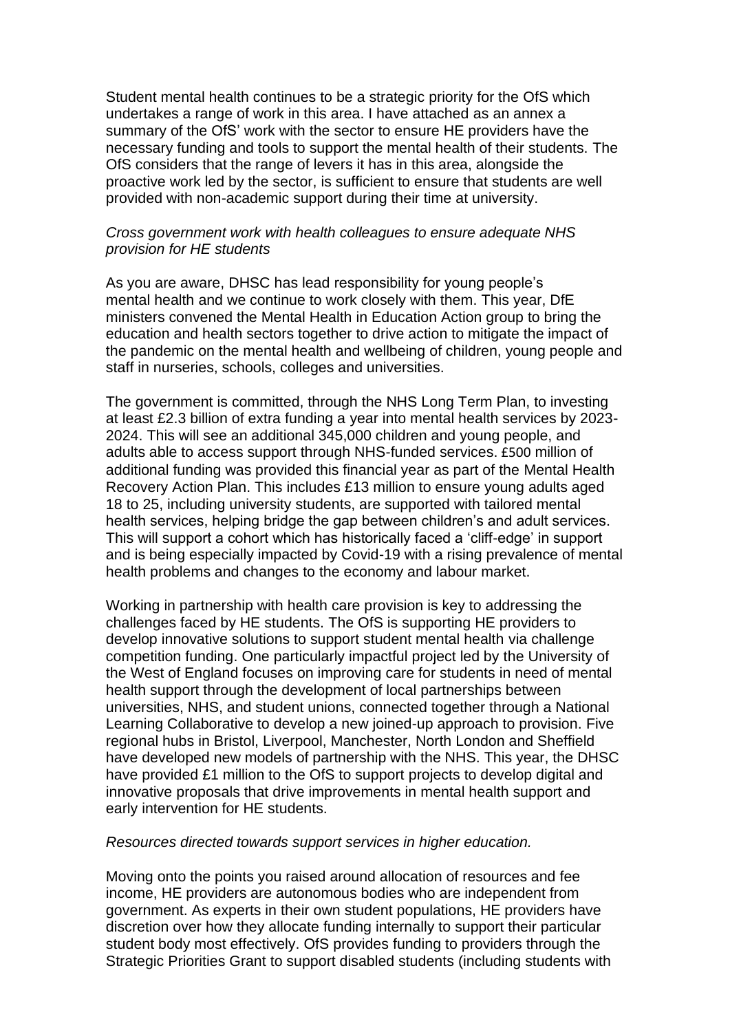Student mental health continues to be a strategic priority for the OfS which undertakes a range of work in this area. I have attached as an annex a summary of the OfS' work with the sector to ensure HE providers have the necessary funding and tools to support the mental health of their students. The OfS considers that the range of levers it has in this area, alongside the proactive work led by the sector, is sufficient to ensure that students are well provided with non-academic support during their time at university.

*Cross government work with health colleagues to ensure adequate NHS provision for HE students*

As you are aware, DHSC has lead responsibility for young people's mental health and we continue to work closely with them. This year, DfE ministers convened the Mental Health in Education Action group to bring the education and health sectors together to drive action to mitigate the impact of the pandemic on the mental health and wellbeing of children, young people and staff in nurseries, schools, colleges and universities.

The government is committed, through the NHS Long Term Plan, to investing at least £2.3 billion of extra funding a year into mental health services by 2023-2024. This will see an additional 345,000 children and young people, and adults able to access support through NHS-funded services. £500 million of additional funding was provided this financial year as part of the Mental Health Recovery Action Plan. This includes £13 million to ensure young adults aged 18 to 25, including university students, are supported with tailored mental health services, helping bridge the gap between children's and adult services. This will support a cohort which has historically faced a 'cliff-edge' in support and is being especially impacted by Covid-19 with a rising prevalence of mental health problems and changes to the economy and labour market.

Working in partnership with health care provision is key to addressing the challenges faced by HE students. The OfS is supporting HE providers to develop innovative solutions to support student mental health via challenge competition funding. One particularly impactful project led by the University of the West of England focuses on improving care for students in need of mental health support through the development of local partnerships between universities, NHS, and student unions, connected together through a National Learning Collaborative to develop a new joined-up approach to provision. Five regional hubs in Bristol, Liverpool, Manchester, North London and Sheffield have developed new models of partnership with the NHS. This year, the DHSC have provided £1 million to the OfS to support projects to develop digital and innovative proposals that drive improvements in mental health support and early intervention for HE students.

*Resources directed towards support services in higher education.*

Moving onto the points you raised around allocation of resources and fee income, HE providers are autonomous bodies who are independent from government. As experts in their own student populations, HE providers have discretion over how they allocate funding internally to support their particular student body most effectively. OfS provides funding to providers through the Strategic Priorities Grant to support disabled students (including students with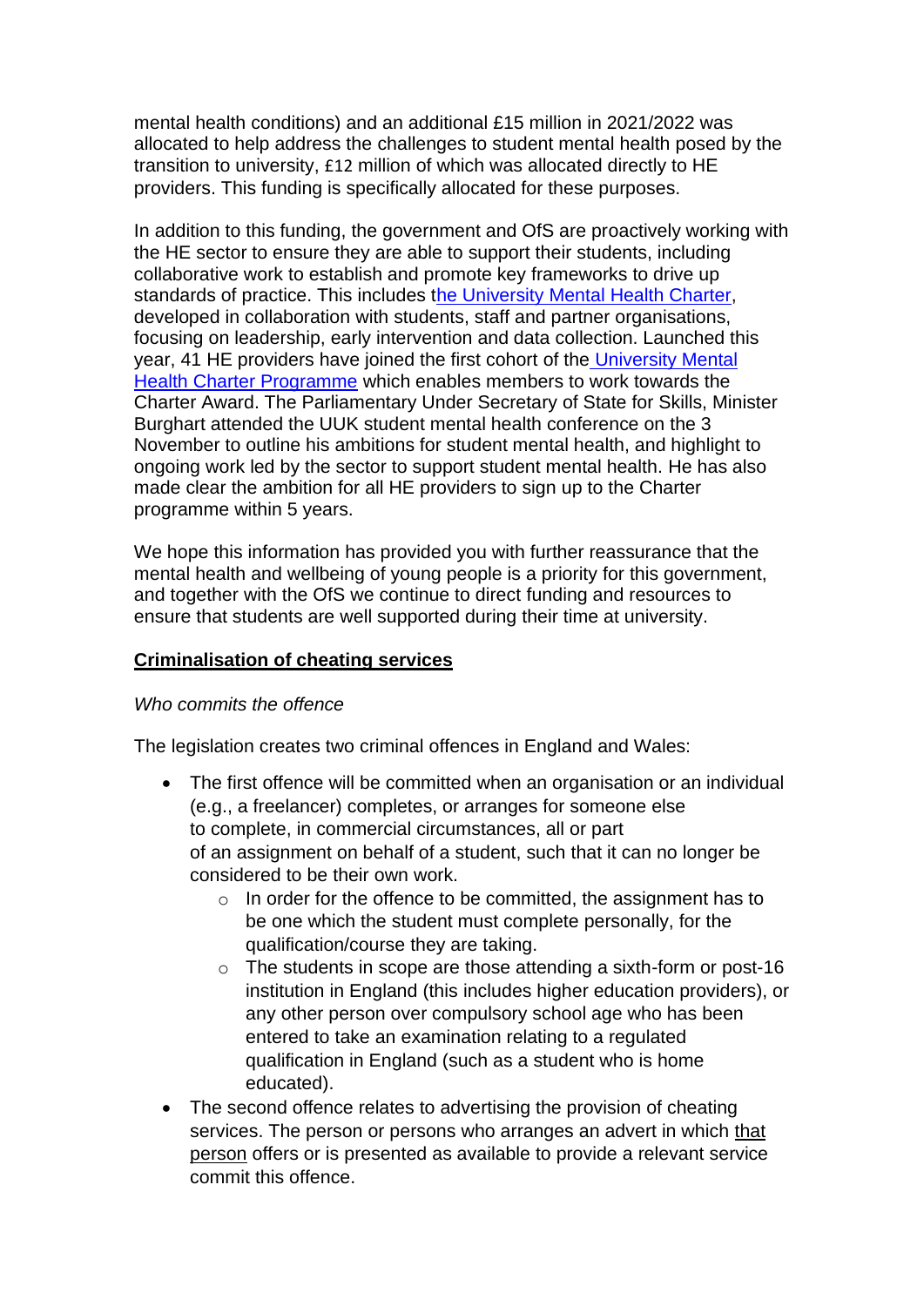mental health conditions) and an additional £15 million in 2021/2022 was allocated to help address the challenges to student mental health posed by the transition to university, £12 million of which was allocated directly to HE providers. This funding is specifically allocated for these purposes.

In addition to this funding, the government and OfS are proactively working with the HE sector to ensure they are able to support their students, including collaborative work to establish and promote key frameworks to drive up standards of practice. This includes the University Mental Health Charter, developed in collaboration with students, staff and partner organisations, focusing on leadership, early intervention and data collection. Launched this year, 41 HE providers have joined the first cohort of the University Mental Health Charter Programme which enables members to work towards the Charter Award. The Parliamentary Under Secretary of State for Skills, Minister Burghart attended the UUK student mental health conference on the 3 November to outline his ambitions for student mental health, and highlight to ongoing work led by the sector to support student mental health. He has also made clear the ambition for all HE providers to sign up to the Charter programme within 5 years.

We hope this information has provided you with further reassurance that the mental health and wellbeing of young people is a priority for this government, and together with the OfS we continue to direct funding and resources to ensure that students are well supported during their time at university.

**Criminalisation of cheating services**

*Who commits the offence*

The legislation creates two criminal offences in England and Wales:

- The first offence will be committed when an organisation or an individual (e.g., a freelancer) completes, or arranges for someone else to complete, in commercial circumstances, all or part of an assignment on behalf of a student, such that it can no longer be considered to be their own work.
    - In order for the offence to be committed, the assignment has to be one which the student must complete personally, for the qualification/course they are taking.
    - The students in scope are those attending a sixth-form or post-16 institution in England (this includes higher education providers), or any other person over compulsory school age who has been entered to take an examination relating to a regulated qualification in England (such as a student who is home educated).
- The second offence relates to advertising the provision of cheating services. The person or persons who arranges an advert in which that person offers or is presented as available to provide a relevant service commit this offence.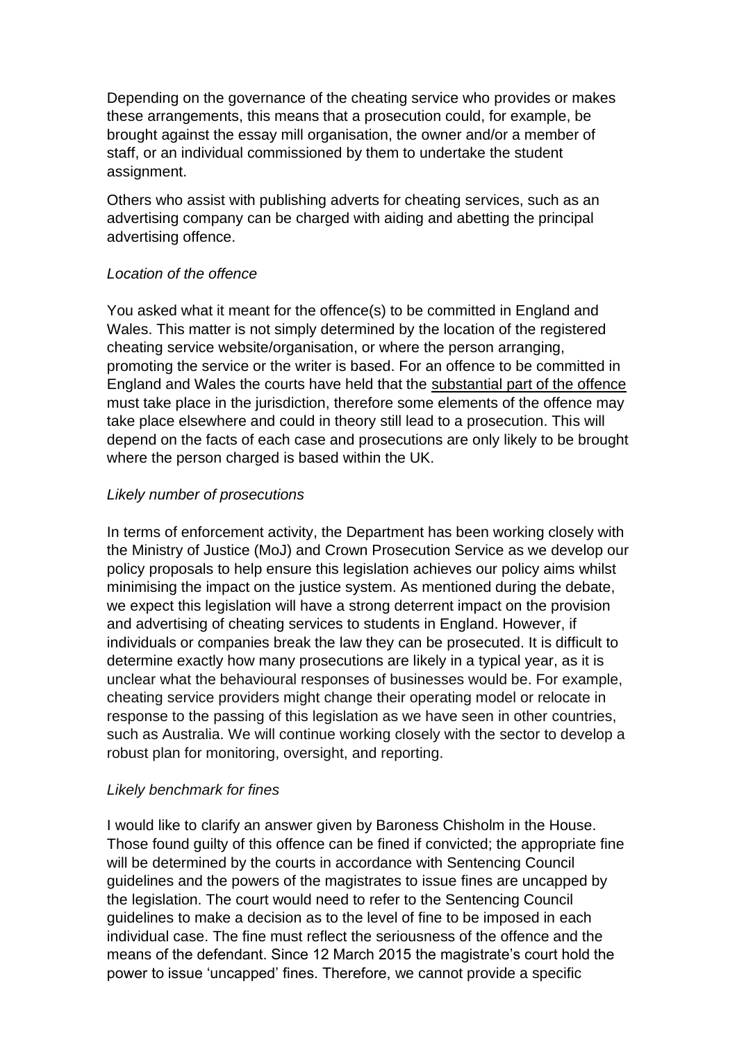Depending on the governance of the cheating service who provides or makes these arrangements, this means that a prosecution could, for example, be brought against the essay mill organisation, the owner and/or a member of staff, or an individual commissioned by them to undertake the student assignment.

Others who assist with publishing adverts for cheating services, such as an advertising company can be charged with aiding and abetting the principal advertising offence.

*Location of the offence*

You asked what it meant for the offence(s) to be committed in England and Wales. This matter is not simply determined by the location of the registered cheating service website/organisation, or where the person arranging, promoting the service or the writer is based. For an offence to be committed in England and Wales the courts have held that the substantial part of the offence must take place in the jurisdiction, therefore some elements of the offence may take place elsewhere and could in theory still lead to a prosecution. This will depend on the facts of each case and prosecutions are only likely to be brought where the person charged is based within the UK.

*Likely number of prosecutions*

In terms of enforcement activity, the Department has been working closely with the Ministry of Justice (MoJ) and Crown Prosecution Service as we develop our policy proposals to help ensure this legislation achieves our policy aims whilst minimising the impact on the justice system. As mentioned during the debate, we expect this legislation will have a strong deterrent impact on the provision and advertising of cheating services to students in England. However, if individuals or companies break the law they can be prosecuted. It is difficult to determine exactly how many prosecutions are likely in a typical year, as it is unclear what the behavioural responses of businesses would be. For example, cheating service providers might change their operating model or relocate in response to the passing of this legislation as we have seen in other countries, such as Australia. We will continue working closely with the sector to develop a robust plan for monitoring, oversight, and reporting.

*Likely benchmark for fines*

I would like to clarify an answer given by Baroness Chisholm in the House. Those found guilty of this offence can be fined if convicted; the appropriate fine will be determined by the courts in accordance with Sentencing Council guidelines and the powers of the magistrates to issue fines are uncapped by the legislation. The court would need to refer to the Sentencing Council guidelines to make a decision as to the level of fine to be imposed in each individual case. The fine must reflect the seriousness of the offence and the means of the defendant. Since 12 March 2015 the magistrate's court hold the power to issue 'uncapped' fines. Therefore, we cannot provide a specific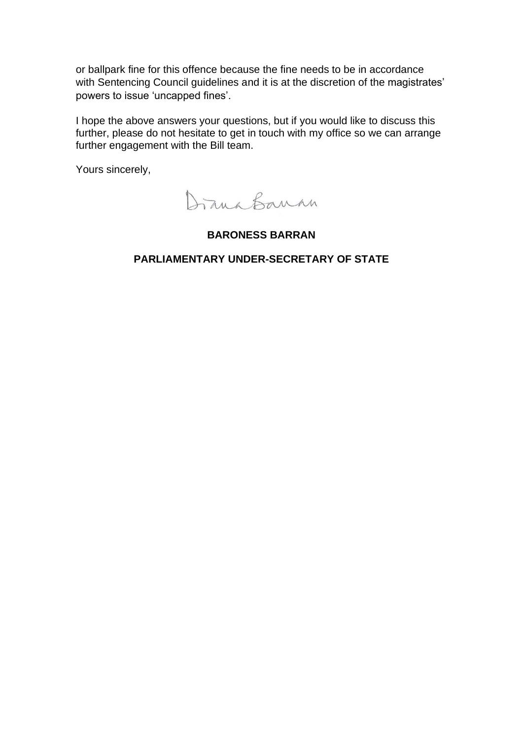or ballpark fine for this offence because the fine needs to be in accordance with Sentencing Council guidelines and it is at the discretion of the magistrates' powers to issue 'uncapped fines'.

I hope the above answers your questions, but if you would like to discuss this further, please do not hesitate to get in touch with my office so we can arrange further engagement with the Bill team.

Yours sincerely,

Diana Barran

**BARONESS BARRAN**

**PARLIAMENTARY UNDER-SECRETARY OF STATE**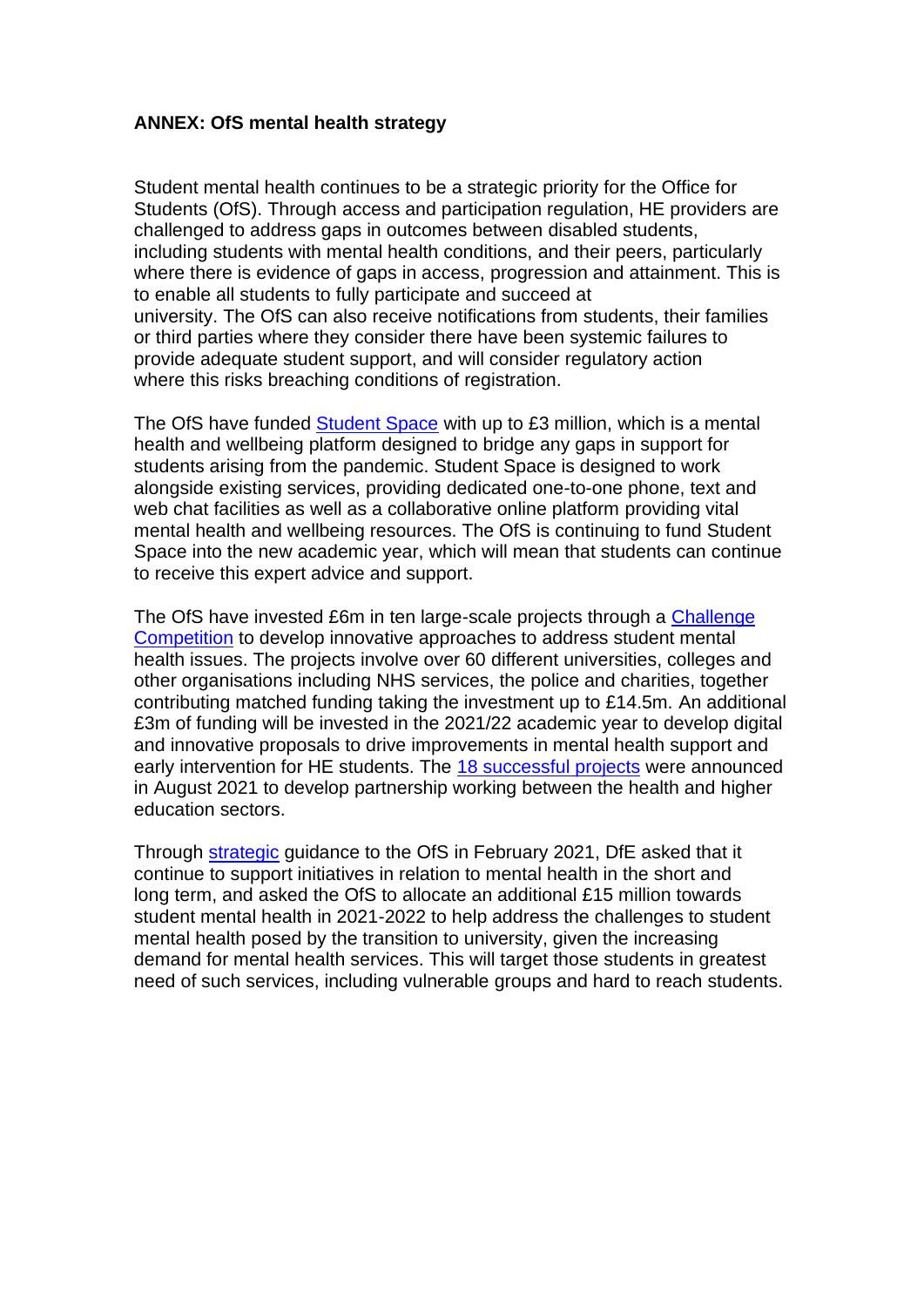**ANNEX: OfS mental health strategy**

Student mental health continues to be a strategic priority for the Office for Students (OfS). Through access and participation regulation, HE providers are challenged to address gaps in outcomes between disabled students, including students with mental health conditions, and their peers, particularly where there is evidence of gaps in access, progression and attainment. This is to enable all students to fully participate and succeed at university. The OfS can also receive notifications from students, their families or third parties where they consider there have been systemic failures to provide adequate student support, and will consider regulatory action where this risks breaching conditions of registration.

The OfS have funded Student Space with up to £3 million, which is a mental health and wellbeing platform designed to bridge any gaps in support for students arising from the pandemic. Student Space is designed to work alongside existing services, providing dedicated one-to-one phone, text and web chat facilities as well as a collaborative online platform providing vital mental health and wellbeing resources. The OfS is continuing to fund Student Space into the new academic year, which will mean that students can continue to receive this expert advice and support.

The OfS have invested £6m in ten large-scale projects through a Challenge Competition to develop innovative approaches to address student mental health issues. The projects involve over 60 different universities, colleges and other organisations including NHS services, the police and charities, together contributing matched funding taking the investment up to £14.5m. An additional £3m of funding will be invested in the 2021/22 academic year to develop digital and innovative proposals to drive improvements in mental health support and early intervention for HE students. The 18 successful projects were announced in August 2021 to develop partnership working between the health and higher education sectors.

Through strategic guidance to the OfS in February 2021, DfE asked that it continue to support initiatives in relation to mental health in the short and long term, and asked the OfS to allocate an additional £15 million towards student mental health in 2021-2022 to help address the challenges to student mental health posed by the transition to university, given the increasing demand for mental health services. This will target those students in greatest need of such services, including vulnerable groups and hard to reach students.